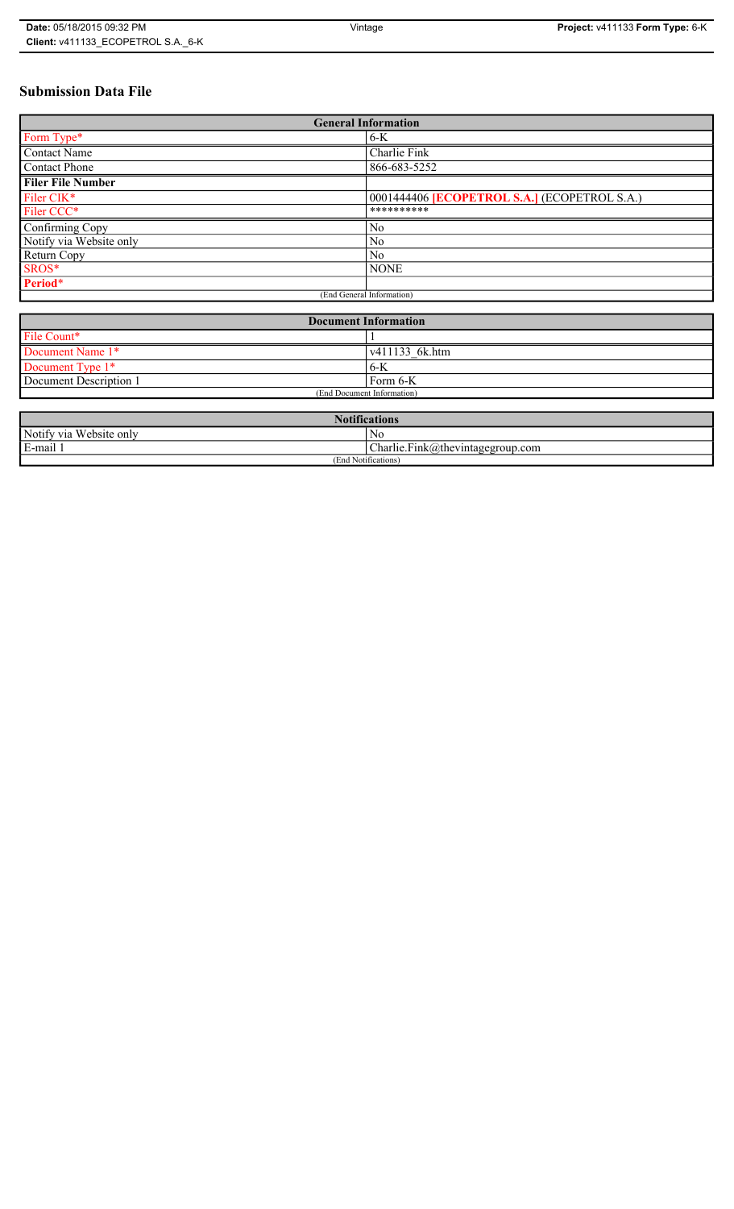# Submission Data File

| General Information | |
|---|---|
| Form Type* | 6-K |
| Contact Name | Charlie Fink |
| Contact Phone | 866-683-5252 |
| **Filer File Number** | |
| Filer CIK* | 0001444406 **[ECOPETROL S.A.]** (ECOPETROL S.A.) |
| Filer CCC* | ********** |
| Confirming Copy | No |
| Notify via Website only | No |
| Return Copy | No |
| SROS* | NONE |
| **Period*** | |
| (End General Information) | |

| Document Information | |
|---|---|
| File Count* | 1 |
| Document Name 1* | v411133_6k.htm |
| Document Type 1* | 6-K |
| Document Description 1 | Form 6-K |
| (End Document Information) | |

| Notifications | |
|---|---|
| Notify via Website only | No |
| E-mail 1 | Charlie.Fink@thevintagegroup.com |
| (End Notifications) | |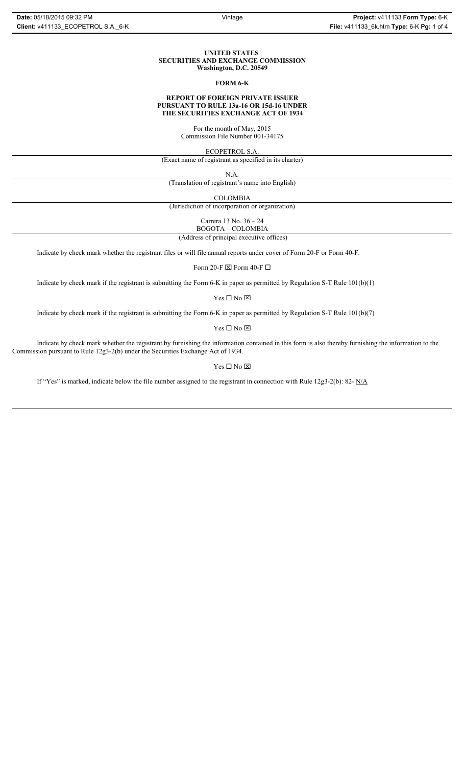**UNITED STATES**
**SECURITIES AND EXCHANGE COMMISSION**
**Washington, D.C. 20549**

**FORM 6-K**

**REPORT OF FOREIGN PRIVATE ISSUER**
**PURSUANT TO RULE 13a-16 OR 15d-16 UNDER**
**THE SECURITIES EXCHANGE ACT OF 1934**

For the month of May, 2015
Commission File Number 001-34175

ECOPETROL S.A.

(Exact name of registrant as specified in its charter)

N.A.

(Translation of registrant's name into English)

COLOMBIA

(Jurisdiction of incorporation or organization)

Carrera 13 No. 36 – 24
BOGOTA – COLOMBIA

(Address of principal executive offices)

Indicate by check mark whether the registrant files or will file annual reports under cover of Form 20-F or Form 40-F.

Form 20-F ☒ Form 40-F ☐

Indicate by check mark if the registrant is submitting the Form 6-K in paper as permitted by Regulation S-T Rule 101(b)(1)

Yes ☐ No ☒

Indicate by check mark if the registrant is submitting the Form 6-K in paper as permitted by Regulation S-T Rule 101(b)(7)

Yes ☐ No ☒

Indicate by check mark whether the registrant by furnishing the information contained in this form is also thereby furnishing the information to the Commission pursuant to Rule 12g3-2(b) under the Securities Exchange Act of 1934.

Yes ☐ No ☒

If "Yes" is marked, indicate below the file number assigned to the registrant in connection with Rule 12g3-2(b): 82- N/A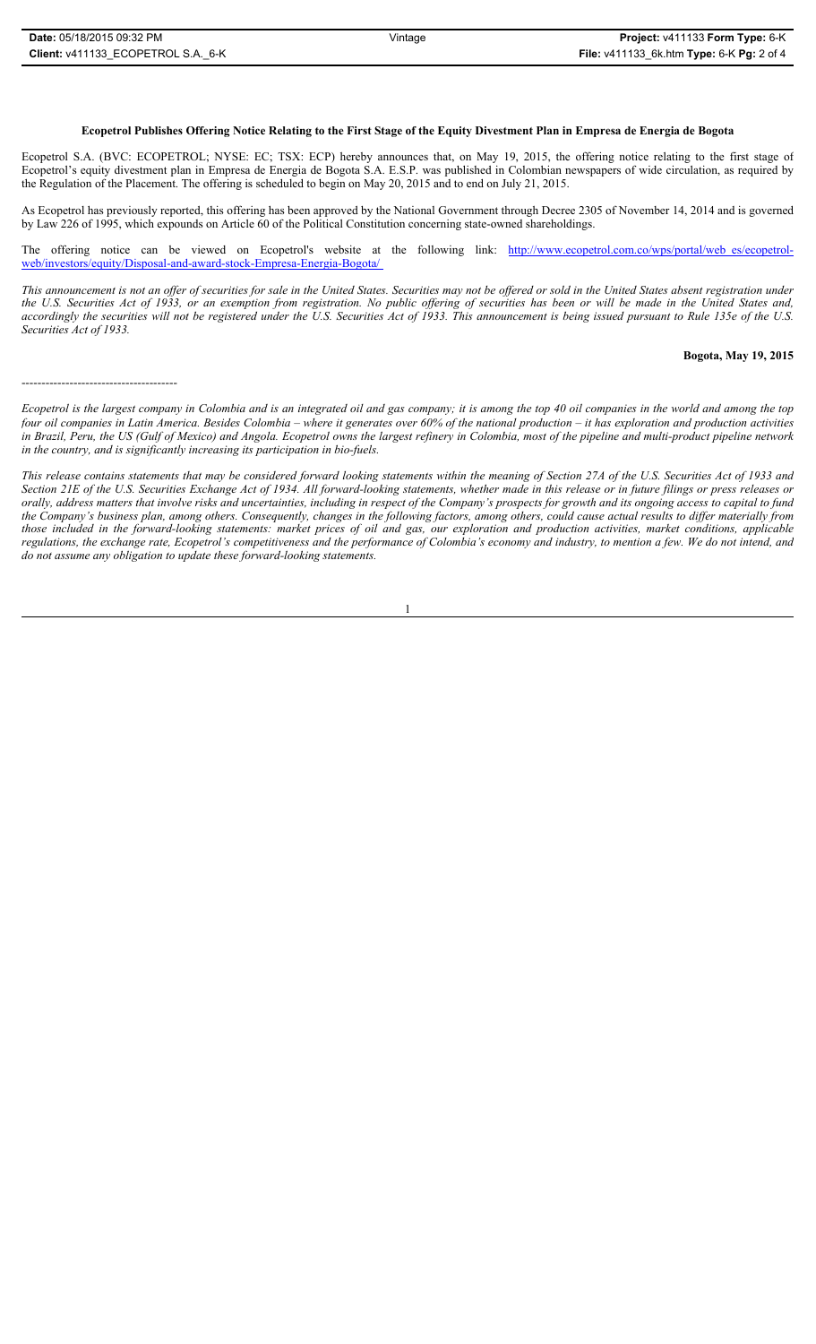**Ecopetrol Publishes Offering Notice Relating to the First Stage of the Equity Divestment Plan in Empresa de Energia de Bogota**

Ecopetrol S.A. (BVC: ECOPETROL; NYSE: EC; TSX: ECP) hereby announces that, on May 19, 2015, the offering notice relating to the first stage of Ecopetrol's equity divestment plan in Empresa de Energia de Bogota S.A. E.S.P. was published in Colombian newspapers of wide circulation, as required by the Regulation of the Placement. The offering is scheduled to begin on May 20, 2015 and to end on July 21, 2015.

As Ecopetrol has previously reported, this offering has been approved by the National Government through Decree 2305 of November 14, 2014 and is governed by Law 226 of 1995, which expounds on Article 60 of the Political Constitution concerning state-owned shareholdings.

The offering notice can be viewed on Ecopetrol's website at the following link: [http://www.ecopetrol.com.co/wps/portal/web_es/ecopetrol-web/investors/equity/Disposal-and-award-stock-Empresa-Energia-Bogota/](http://www.ecopetrol.com.co/wps/portal/web_es/ecopetrol-web/investors/equity/Disposal-and-award-stock-Empresa-Energia-Bogota/)

*This announcement is not an offer of securities for sale in the United States. Securities may not be offered or sold in the United States absent registration under the U.S. Securities Act of 1933, or an exemption from registration. No public offering of securities has been or will be made in the United States and, accordingly the securities will not be registered under the U.S. Securities Act of 1933. This announcement is being issued pursuant to Rule 135e of the U.S. Securities Act of 1933.*

**Bogota, May 19, 2015**

---------------------------------------

*Ecopetrol is the largest company in Colombia and is an integrated oil and gas company; it is among the top 40 oil companies in the world and among the top four oil companies in Latin America. Besides Colombia – where it generates over 60% of the national production – it has exploration and production activities in Brazil, Peru, the US (Gulf of Mexico) and Angola. Ecopetrol owns the largest refinery in Colombia, most of the pipeline and multi-product pipeline network in the country, and is significantly increasing its participation in bio-fuels.*

*This release contains statements that may be considered forward looking statements within the meaning of Section 27A of the U.S. Securities Act of 1933 and Section 21E of the U.S. Securities Exchange Act of 1934. All forward-looking statements, whether made in this release or in future filings or press releases or orally, address matters that involve risks and uncertainties, including in respect of the Company's prospects for growth and its ongoing access to capital to fund the Company's business plan, among others. Consequently, changes in the following factors, among others, could cause actual results to differ materially from those included in the forward-looking statements: market prices of oil and gas, our exploration and production activities, market conditions, applicable regulations, the exchange rate, Ecopetrol's competitiveness and the performance of Colombia's economy and industry, to mention a few. We do not intend, and do not assume any obligation to update these forward-looking statements.*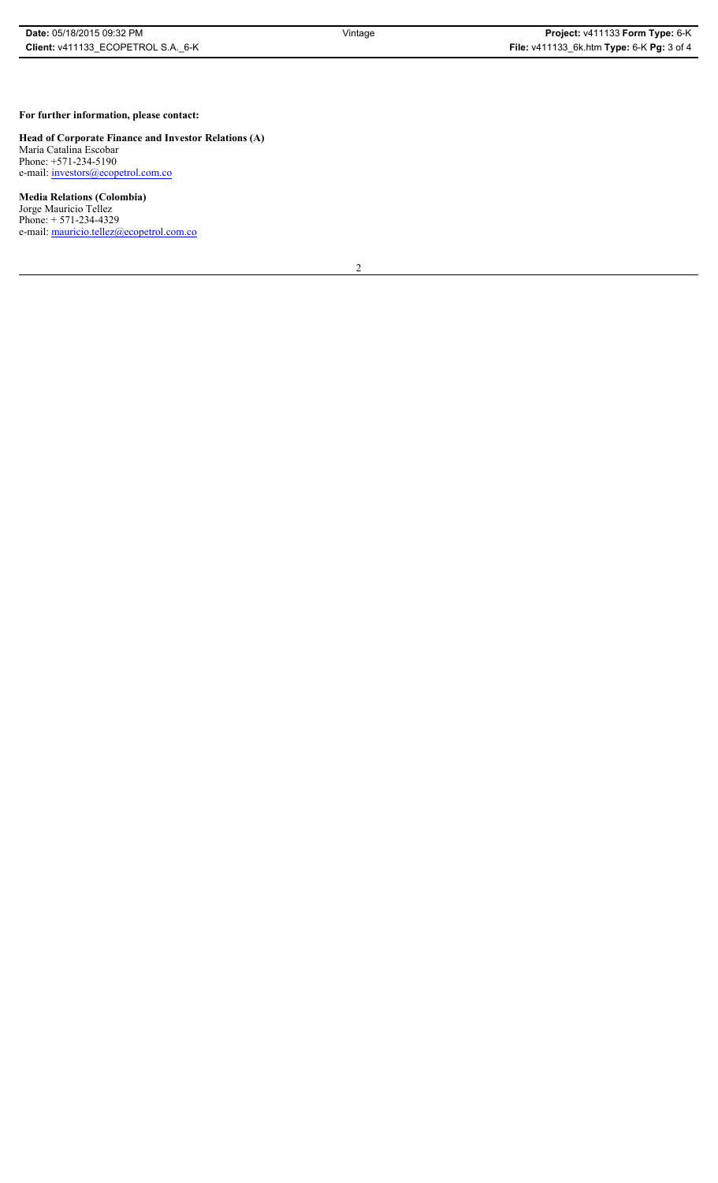**For further information, please contact:**

**Head of Corporate Finance and Investor Relations (A)**
María Catalina Escobar
Phone: +571-234-5190
e-mail: investors@ecopetrol.com.co

**Media Relations (Colombia)**
Jorge Mauricio Tellez
Phone: + 571-234-4329
e-mail: mauricio.tellez@ecopetrol.com.co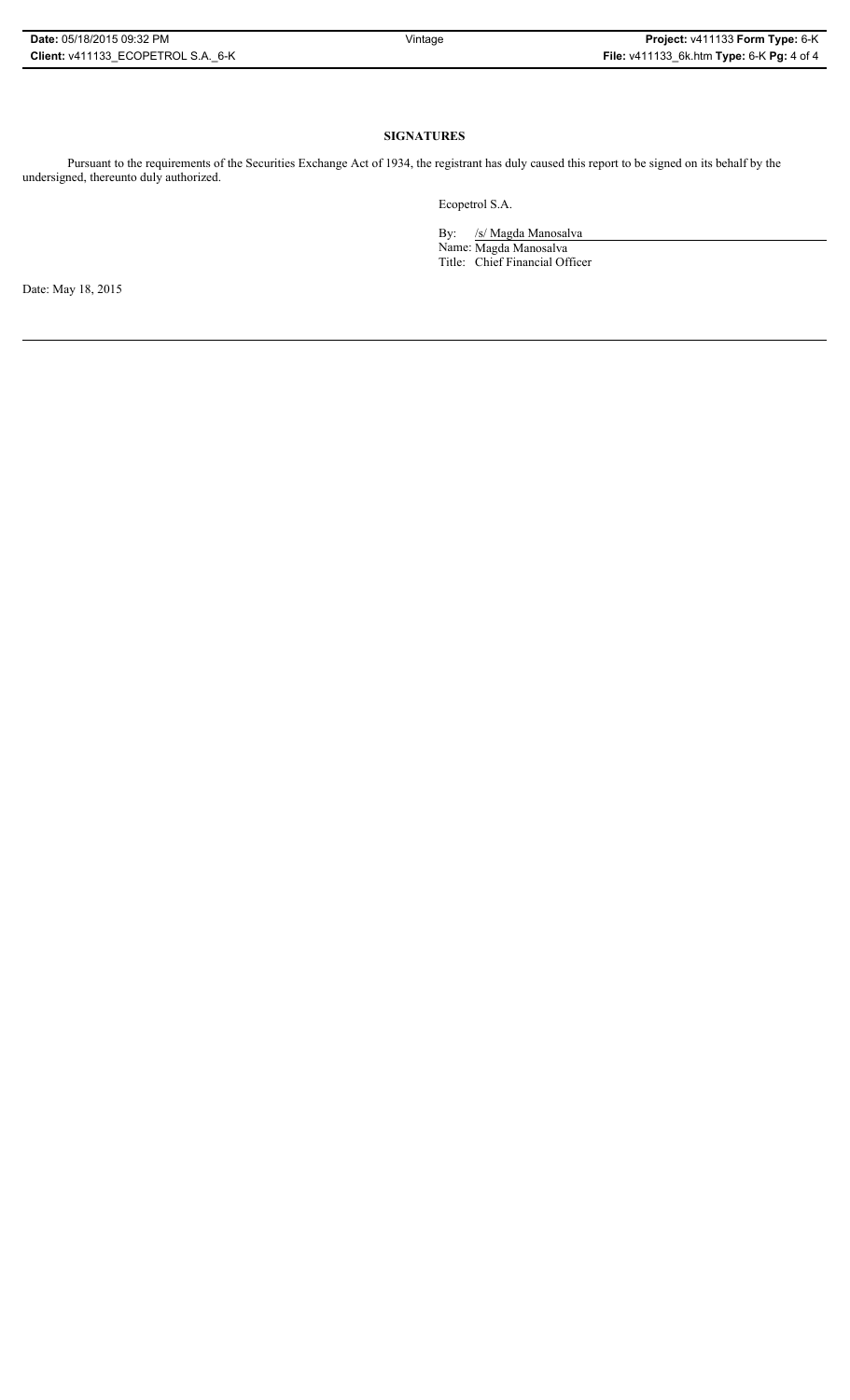**SIGNATURES**

Pursuant to the requirements of the Securities Exchange Act of 1934, the registrant has duly caused this report to be signed on its behalf by the undersigned, thereunto duly authorized.

Ecopetrol S.A.

By: /s/ Magda Manosalva

Name: Magda Manosalva

Title: Chief Financial Officer

Date: May 18, 2015